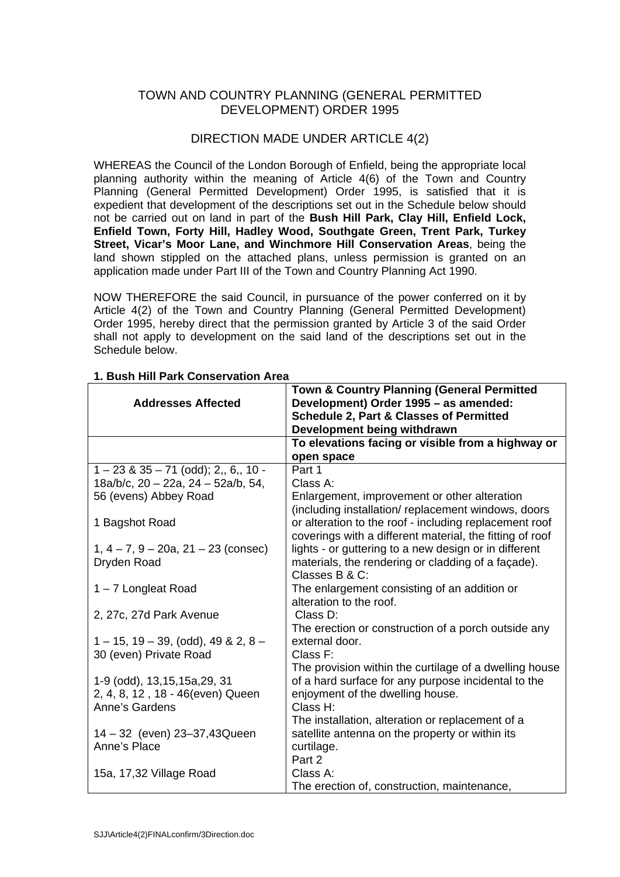TOWN AND COUNTRY PLANNING (GENERAL PERMITTED DEVELOPMENT) ORDER 1995

DIRECTION MADE UNDER ARTICLE 4(2)

WHEREAS the Council of the London Borough of Enfield, being the appropriate local planning authority within the meaning of Article 4(6) of the Town and Country Planning (General Permitted Development) Order 1995, is satisfied that it is expedient that development of the descriptions set out in the Schedule below should not be carried out on land in part of the **Bush Hill Park, Clay Hill, Enfield Lock, Enfield Town, Forty Hill, Hadley Wood, Southgate Green, Trent Park, Turkey Street, Vicar's Moor Lane, and Winchmore Hill Conservation Areas**, being the land shown stippled on the attached plans, unless permission is granted on an application made under Part III of the Town and Country Planning Act 1990.

NOW THEREFORE the said Council, in pursuance of the power conferred on it by Article 4(2) of the Town and Country Planning (General Permitted Development) Order 1995, hereby direct that the permission granted by Article 3 of the said Order shall not apply to development on the said land of the descriptions set out in the Schedule below.

**1. Bush Hill Park Conservation Area**

| **Addresses Affected** | **Town & Country Planning (General Permitted Development) Order 1995 – as amended: Schedule 2, Part & Classes of Permitted Development being withdrawn** |
|---|---|
| | **To elevations facing or visible from a highway or open space** |
| 1 – 23 & 35 – 71 (odd); 2,, 6,, 10 - 18a/b/c, 20 – 22a, 24 – 52a/b, 54, 56 (evens) Abbey Road<br><br>1 Bagshot Road<br><br>1, 4 – 7, 9 – 20a, 21 – 23 (consec) Dryden Road<br><br>1 – 7 Longleat Road<br><br>2, 27c, 27d Park Avenue<br><br>1 – 15, 19 – 39, (odd), 49 & 2, 8 – 30 (even) Private Road<br><br>1-9 (odd), 13,15,15a,29, 31 2, 4, 8, 12 , 18 - 46(even) Queen Anne's Gardens<br><br>14 – 32 (even) 23–37,43Queen Anne's Place<br><br>15a, 17,32 Village Road | Part 1<br>Class A:<br>Enlargement, improvement or other alteration (including installation/ replacement windows, doors or alteration to the roof - including replacement roof coverings with a different material, the fitting of roof lights - or guttering to a new design or in different materials, the rendering or cladding of a façade).<br>Classes B & C:<br>The enlargement consisting of an addition or alteration to the roof.<br>Class D:<br>The erection or construction of a porch outside any external door.<br>Class F:<br>The provision within the curtilage of a dwelling house of a hard surface for any purpose incidental to the enjoyment of the dwelling house.<br>Class H:<br>The installation, alteration or replacement of a satellite antenna on the property or within its curtilage.<br>Part 2<br>Class A:<br>The erection of, construction, maintenance, |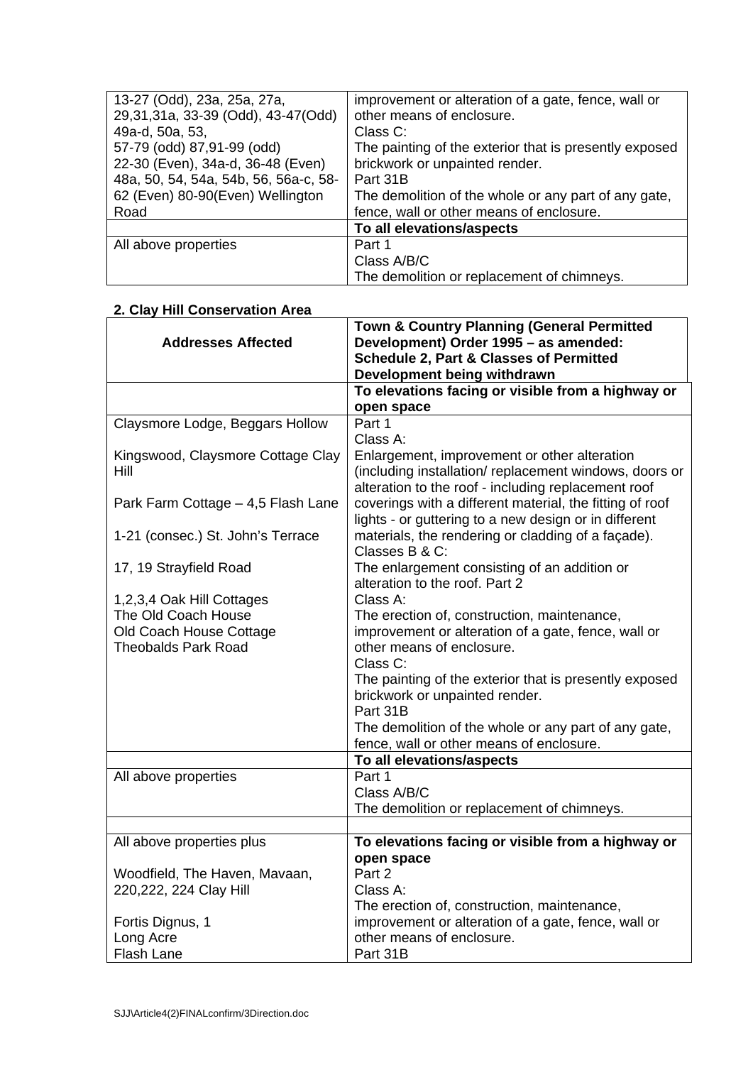| | |
|---|---|
| 13-27 (Odd), 23a, 25a, 27a, 29,31,31a, 33-39 (Odd), 43-47(Odd) 49a-d, 50a, 53, 57-79 (odd) 87,91-99 (odd) 22-30 (Even), 34a-d, 36-48 (Even) 48a, 50, 54, 54a, 54b, 56, 56a-c, 58-62 (Even) 80-90(Even) Wellington Road | improvement or alteration of a gate, fence, wall or other means of enclosure.<br>Class C:<br>The painting of the exterior that is presently exposed brickwork or unpainted render.<br>Part 31B<br>The demolition of the whole or any part of any gate, fence, wall or other means of enclosure. |
| | **To all elevations/aspects** |
| All above properties | Part 1<br>Class A/B/C<br>The demolition or replacement of chimneys. |

**2. Clay Hill Conservation Area**

| **Addresses Affected** | **Town & Country Planning (General Permitted Development) Order 1995 – as amended: Schedule 2, Part & Classes of Permitted Development being withdrawn** |
|---|---|
| | **To elevations facing or visible from a highway or open space** |
| Claysmore Lodge, Beggars Hollow<br><br>Kingswood, Claysmore Cottage Clay Hill<br><br>Park Farm Cottage – 4,5 Flash Lane<br><br>1-21 (consec.) St. John's Terrace<br><br>17, 19 Strayfield Road<br><br>1,2,3,4 Oak Hill Cottages<br>The Old Coach House<br>Old Coach House Cottage<br>Theobalds Park Road | Part 1<br>Class A:<br>Enlargement, improvement or other alteration (including installation/ replacement windows, doors or alteration to the roof - including replacement roof coverings with a different material, the fitting of roof lights - or guttering to a new design or in different materials, the rendering or cladding of a façade).<br>Classes B & C:<br>The enlargement consisting of an addition or alteration to the roof. Part 2<br>Class A:<br>The erection of, construction, maintenance, improvement or alteration of a gate, fence, wall or other means of enclosure.<br>Class C:<br>The painting of the exterior that is presently exposed brickwork or unpainted render.<br>Part 31B<br>The demolition of the whole or any part of any gate, fence, wall or other means of enclosure. |
| | **To all elevations/aspects** |
| All above properties | Part 1<br>Class A/B/C<br>The demolition or replacement of chimneys. |
| | |
| All above properties plus<br><br>Woodfield, The Haven, Mavaan, 220,222, 224 Clay Hill<br><br>Fortis Dignus, 1<br>Long Acre<br>Flash Lane | **To elevations facing or visible from a highway or open space**<br>Part 2<br>Class A:<br>The erection of, construction, maintenance, improvement or alteration of a gate, fence, wall or other means of enclosure.<br>Part 31B |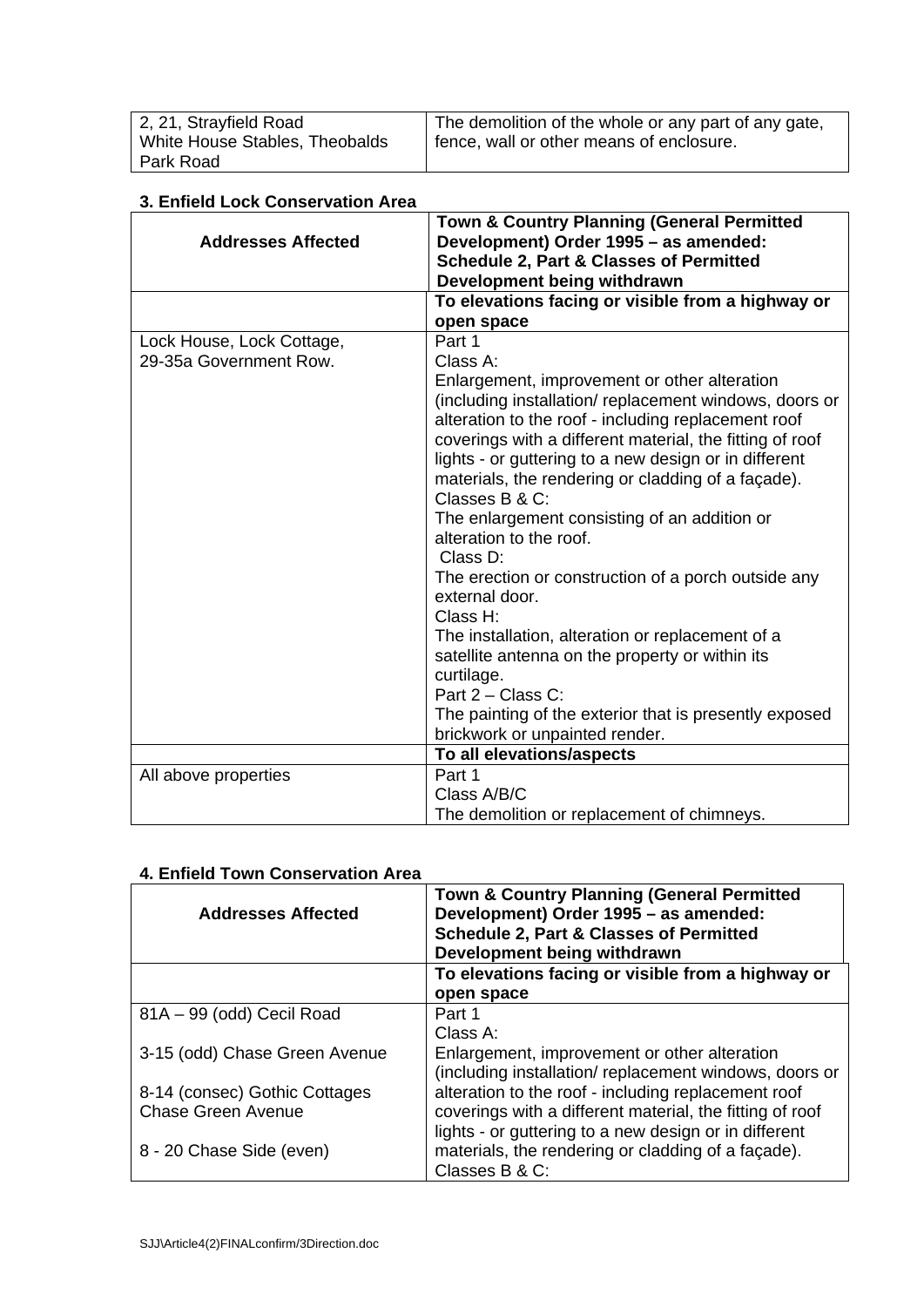| | |
|---|---|
| 2, 21, Strayfield Road<br>White House Stables, Theobalds Park Road | The demolition of the whole or any part of any gate, fence, wall or other means of enclosure. |

**3. Enfield Lock Conservation Area**

| **Addresses Affected** | **Town & Country Planning (General Permitted Development) Order 1995 – as amended: Schedule 2, Part & Classes of Permitted Development being withdrawn** |
|---|---|
| | **To elevations facing or visible from a highway or open space** |
| Lock House, Lock Cottage,<br>29-35a Government Row. | Part 1<br>Class A:<br>Enlargement, improvement or other alteration (including installation/ replacement windows, doors or alteration to the roof - including replacement roof coverings with a different material, the fitting of roof lights - or guttering to a new design or in different materials, the rendering or cladding of a façade).<br>Classes B & C:<br>The enlargement consisting of an addition or alteration to the roof.<br>Class D:<br>The erection or construction of a porch outside any external door.<br>Class H:<br>The installation, alteration or replacement of a satellite antenna on the property or within its curtilage.<br>Part 2 – Class C:<br>The painting of the exterior that is presently exposed brickwork or unpainted render. |
| | **To all elevations/aspects** |
| All above properties | Part 1<br>Class A/B/C<br>The demolition or replacement of chimneys. |

**4. Enfield Town Conservation Area**

| **Addresses Affected** | **Town & Country Planning (General Permitted Development) Order 1995 – as amended: Schedule 2, Part & Classes of Permitted Development being withdrawn** |
|---|---|
| | **To elevations facing or visible from a highway or open space** |
| 81A – 99 (odd) Cecil Road<br><br>3-15 (odd) Chase Green Avenue<br><br>8-14 (consec) Gothic Cottages Chase Green Avenue<br><br>8 - 20 Chase Side (even) | Part 1<br>Class A:<br>Enlargement, improvement or other alteration (including installation/ replacement windows, doors or alteration to the roof - including replacement roof coverings with a different material, the fitting of roof lights - or guttering to a new design or in different materials, the rendering or cladding of a façade).<br>Classes B & C: |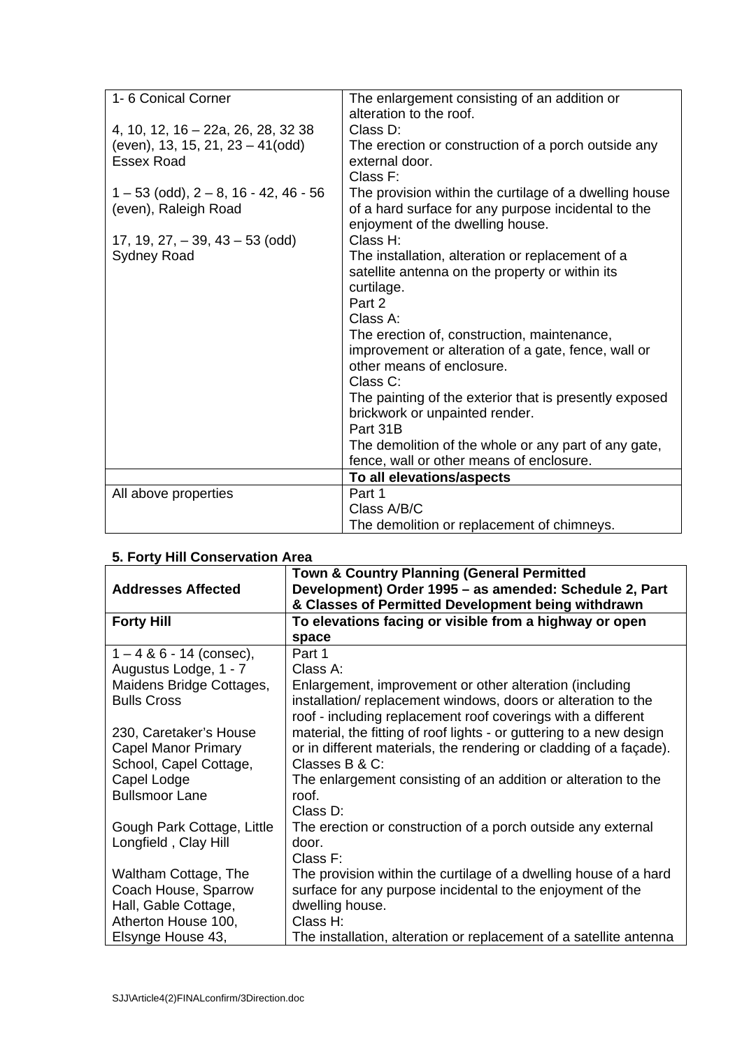| | |
|---|---|
| 1- 6 Conical Corner<br><br>4, 10, 12, 16 – 22a, 26, 28, 32 38 (even), 13, 15, 21, 23 – 41(odd) Essex Road<br><br>1 – 53 (odd), 2 – 8, 16 - 42, 46 - 56 (even), Raleigh Road<br><br>17, 19, 27, – 39, 43 – 53 (odd) Sydney Road | The enlargement consisting of an addition or alteration to the roof.<br>Class D:<br>The erection or construction of a porch outside any external door.<br>Class F:<br>The provision within the curtilage of a dwelling house of a hard surface for any purpose incidental to the enjoyment of the dwelling house.<br>Class H:<br>The installation, alteration or replacement of a satellite antenna on the property or within its curtilage.<br>Part 2<br>Class A:<br>The erection of, construction, maintenance, improvement or alteration of a gate, fence, wall or other means of enclosure.<br>Class C:<br>The painting of the exterior that is presently exposed brickwork or unpainted render.<br>Part 31B<br>The demolition of the whole or any part of any gate, fence, wall or other means of enclosure. |
| | **To all elevations/aspects** |
| All above properties | Part 1<br>Class A/B/C<br>The demolition or replacement of chimneys. |

**5. Forty Hill Conservation Area**

| **Addresses Affected** | **Town & Country Planning (General Permitted Development) Order 1995 – as amended: Schedule 2, Part & Classes of Permitted Development being withdrawn** |
|---|---|
| **Forty Hill** | **To elevations facing or visible from a highway or open space** |
| 1 – 4 & 6 - 14 (consec), Augustus Lodge, 1 - 7 Maidens Bridge Cottages, Bulls Cross<br><br>230, Caretaker's House Capel Manor Primary School, Capel Cottage, Capel Lodge Bullsmoor Lane<br><br>Gough Park Cottage, Little Longfield , Clay Hill<br><br>Waltham Cottage, The Coach House, Sparrow Hall, Gable Cottage, Atherton House 100, Elsynge House 43, | Part 1<br>Class A:<br>Enlargement, improvement or other alteration (including installation/ replacement windows, doors or alteration to the roof - including replacement roof coverings with a different material, the fitting of roof lights - or guttering to a new design or in different materials, the rendering or cladding of a façade).<br>Classes B & C:<br>The enlargement consisting of an addition or alteration to the roof.<br>Class D:<br>The erection or construction of a porch outside any external door.<br>Class F:<br>The provision within the curtilage of a dwelling house of a hard surface for any purpose incidental to the enjoyment of the dwelling house.<br>Class H:<br>The installation, alteration or replacement of a satellite antenna |

SJJ\Article4(2)FINALconfirm/3Direction.doc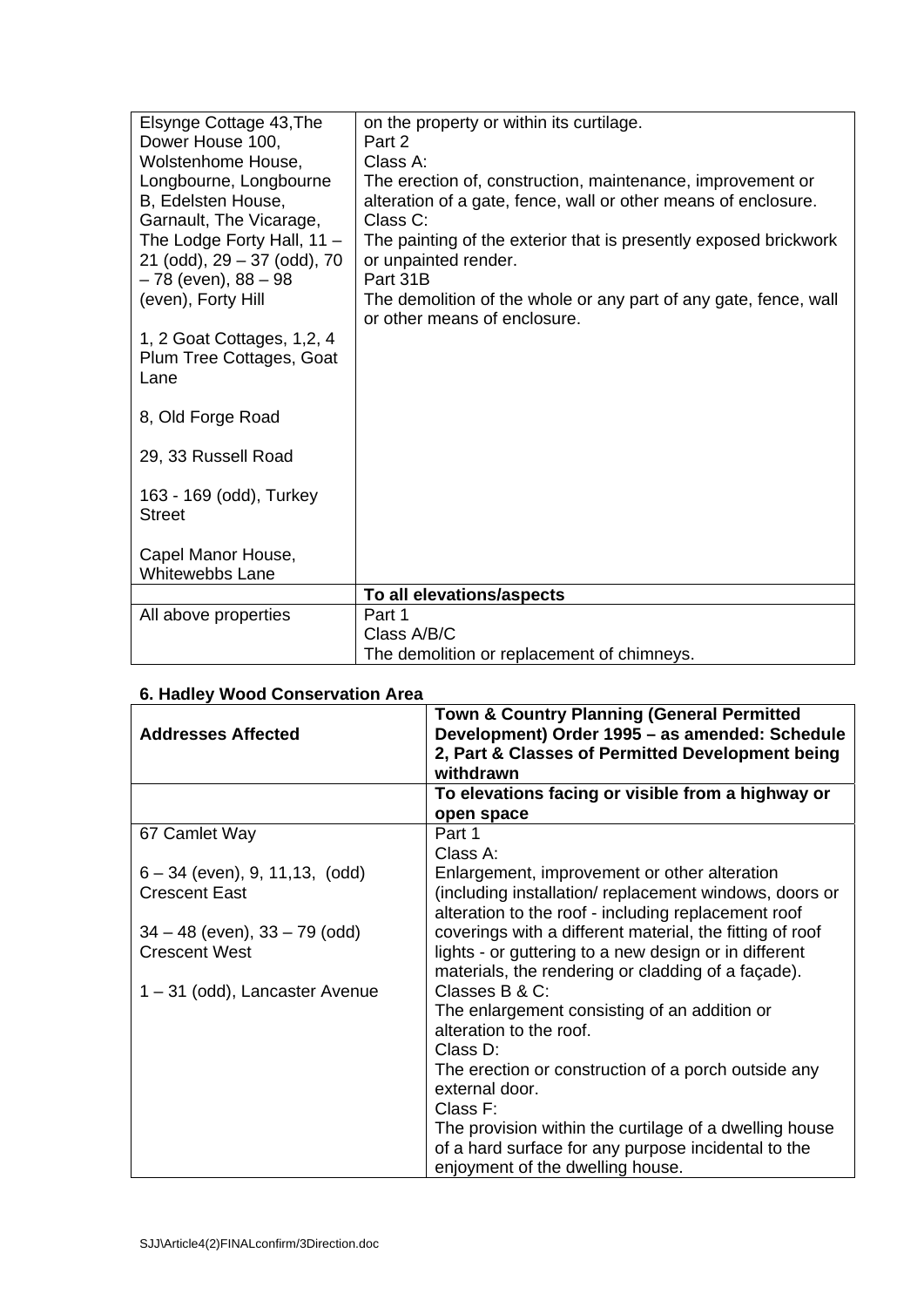| | |
|---|---|
| Elsynge Cottage 43,The Dower House 100, Wolstenhome House, Longbourne, Longbourne B, Edelsten House, Garnault, The Vicarage, The Lodge Forty Hall, 11 – 21 (odd), 29 – 37 (odd), 70 – 78 (even), 88 – 98 (even), Forty Hill<br><br>1, 2 Goat Cottages, 1,2, 4 Plum Tree Cottages, Goat Lane<br><br>8, Old Forge Road<br><br>29, 33 Russell Road<br><br>163 - 169 (odd), Turkey Street<br><br>Capel Manor House, Whitewebbs Lane | on the property or within its curtilage.<br>Part 2<br>Class A:<br>The erection of, construction, maintenance, improvement or alteration of a gate, fence, wall or other means of enclosure.<br>Class C:<br>The painting of the exterior that is presently exposed brickwork or unpainted render.<br>Part 31B<br>The demolition of the whole or any part of any gate, fence, wall or other means of enclosure. |
| | **To all elevations/aspects** |
| All above properties | Part 1<br>Class A/B/C<br>The demolition or replacement of chimneys. |

**6. Hadley Wood Conservation Area**

| **Addresses Affected** | **Town & Country Planning (General Permitted Development) Order 1995 – as amended: Schedule 2, Part & Classes of Permitted Development being withdrawn** |
|---|---|
| | **To elevations facing or visible from a highway or open space** |
| 67 Camlet Way<br><br>6 – 34 (even), 9, 11,13, (odd) Crescent East<br><br>34 – 48 (even), 33 – 79 (odd) Crescent West<br><br>1 – 31 (odd), Lancaster Avenue | Part 1<br>Class A:<br>Enlargement, improvement or other alteration (including installation/ replacement windows, doors or alteration to the roof - including replacement roof coverings with a different material, the fitting of roof lights - or guttering to a new design or in different materials, the rendering or cladding of a façade).<br>Classes B & C:<br>The enlargement consisting of an addition or alteration to the roof.<br>Class D:<br>The erection or construction of a porch outside any external door.<br>Class F:<br>The provision within the curtilage of a dwelling house of a hard surface for any purpose incidental to the enjoyment of the dwelling house. |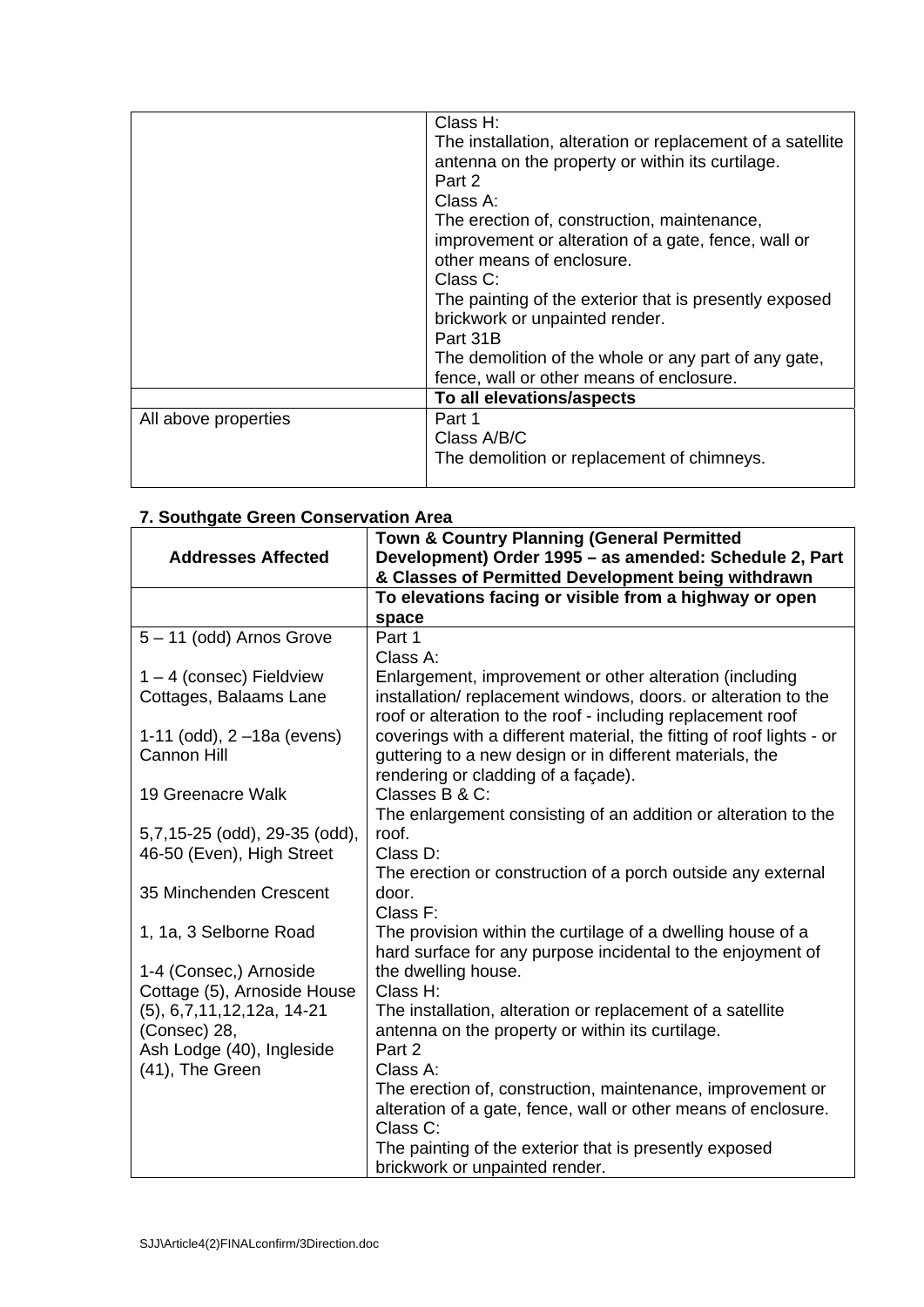| | |
|---|---|
| | Class H:<br>The installation, alteration or replacement of a satellite antenna on the property or within its curtilage.<br>Part 2<br>Class A:<br>The erection of, construction, maintenance, improvement or alteration of a gate, fence, wall or other means of enclosure.<br>Class C:<br>The painting of the exterior that is presently exposed brickwork or unpainted render.<br>Part 31B<br>The demolition of the whole or any part of any gate, fence, wall or other means of enclosure. |
| | **To all elevations/aspects** |
| All above properties | Part 1<br>Class A/B/C<br>The demolition or replacement of chimneys. |

**7. Southgate Green Conservation Area**

| Addresses Affected | Town & Country Planning (General Permitted Development) Order 1995 – as amended: Schedule 2, Part & Classes of Permitted Development being withdrawn |
|---|---|
| | **To elevations facing or visible from a highway or open space** |
| 5 – 11 (odd) Arnos Grove<br><br>1 – 4 (consec) Fieldview Cottages, Balaams Lane<br><br>1-11 (odd), 2 –18a (evens) Cannon Hill<br><br>19 Greenacre Walk<br><br>5,7,15-25 (odd), 29-35 (odd), 46-50 (Even), High Street<br><br>35 Minchenden Crescent<br><br>1, 1a, 3 Selborne Road<br><br>1-4 (Consec,) Arnoside Cottage (5), Arnoside House (5), 6,7,11,12,12a, 14-21 (Consec) 28,<br>Ash Lodge (40), Ingleside (41), The Green | Part 1<br>Class A:<br>Enlargement, improvement or other alteration (including installation/ replacement windows, doors. or alteration to the roof or alteration to the roof - including replacement roof coverings with a different material, the fitting of roof lights - or guttering to a new design or in different materials, the rendering or cladding of a façade).<br>Classes B & C:<br>The enlargement consisting of an addition or alteration to the roof.<br>Class D:<br>The erection or construction of a porch outside any external door.<br>Class F:<br>The provision within the curtilage of a dwelling house of a hard surface for any purpose incidental to the enjoyment of the dwelling house.<br>Class H:<br>The installation, alteration or replacement of a satellite antenna on the property or within its curtilage.<br>Part 2<br>Class A:<br>The erection of, construction, maintenance, improvement or alteration of a gate, fence, wall or other means of enclosure.<br>Class C:<br>The painting of the exterior that is presently exposed brickwork or unpainted render. |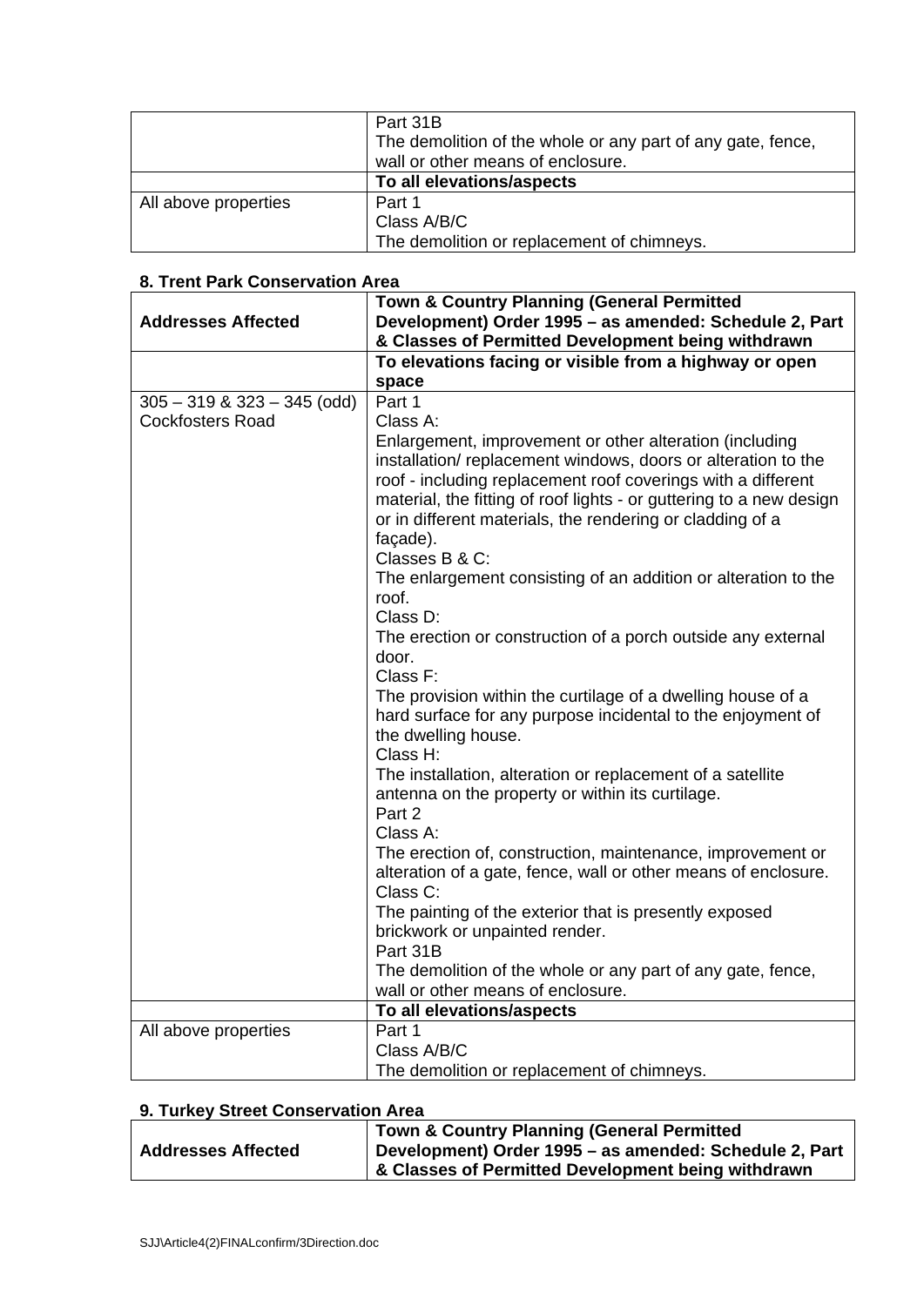| | Part 31B<br>The demolition of the whole or any part of any gate, fence, wall or other means of enclosure. |
|---|---|
| | **To all elevations/aspects** |
| All above properties | Part 1<br>Class A/B/C<br>The demolition or replacement of chimneys. |

**8. Trent Park Conservation Area**

| **Addresses Affected** | **Town & Country Planning (General Permitted Development) Order 1995 – as amended: Schedule 2, Part & Classes of Permitted Development being withdrawn** |
|---|---|
| | **To elevations facing or visible from a highway or open space** |
| 305 – 319 & 323 – 345 (odd) Cockfosters Road | Part 1<br>Class A:<br>Enlargement, improvement or other alteration (including installation/ replacement windows, doors or alteration to the roof - including replacement roof coverings with a different material, the fitting of roof lights - or guttering to a new design or in different materials, the rendering or cladding of a façade).<br>Classes B & C:<br>The enlargement consisting of an addition or alteration to the roof.<br>Class D:<br>The erection or construction of a porch outside any external door.<br>Class F:<br>The provision within the curtilage of a dwelling house of a hard surface for any purpose incidental to the enjoyment of the dwelling house.<br>Class H:<br>The installation, alteration or replacement of a satellite antenna on the property or within its curtilage.<br>Part 2<br>Class A:<br>The erection of, construction, maintenance, improvement or alteration of a gate, fence, wall or other means of enclosure.<br>Class C:<br>The painting of the exterior that is presently exposed brickwork or unpainted render.<br>Part 31B<br>The demolition of the whole or any part of any gate, fence, wall or other means of enclosure. |
| | **To all elevations/aspects** |
| All above properties | Part 1<br>Class A/B/C<br>The demolition or replacement of chimneys. |

**9. Turkey Street Conservation Area**

| **Addresses Affected** | **Town & Country Planning (General Permitted Development) Order 1995 – as amended: Schedule 2, Part & Classes of Permitted Development being withdrawn** |
|---|---|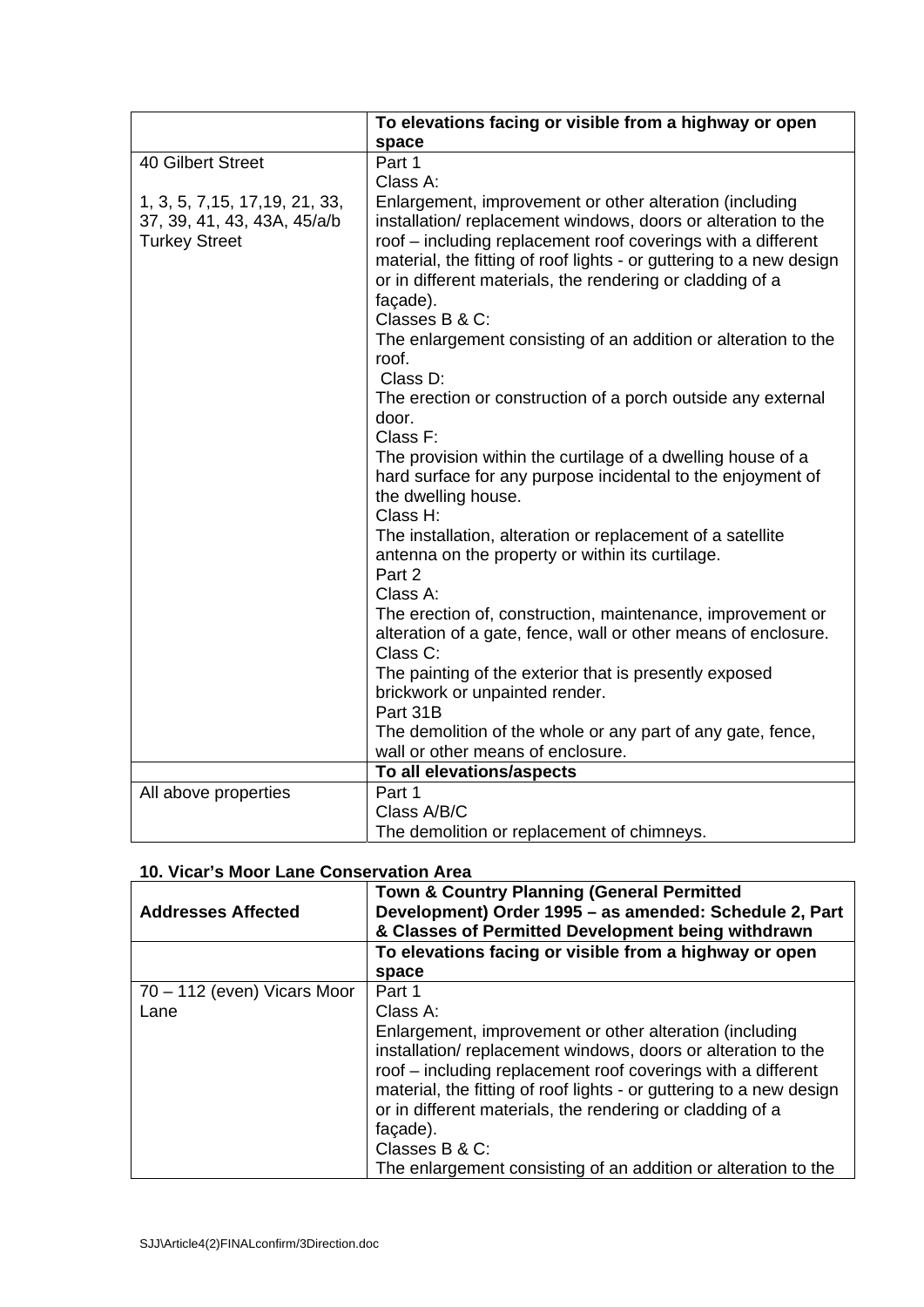| | **To elevations facing or visible from a highway or open space** |
|---|---|
| 40 Gilbert Street<br><br>1, 3, 5, 7,15, 17,19, 21, 33, 37, 39, 41, 43, 43A, 45/a/b Turkey Street | Part 1<br>Class A:<br>Enlargement, improvement or other alteration (including installation/ replacement windows, doors or alteration to the roof – including replacement roof coverings with a different material, the fitting of roof lights - or guttering to a new design or in different materials, the rendering or cladding of a façade).<br>Classes B & C:<br>The enlargement consisting of an addition or alteration to the roof.<br>Class D:<br>The erection or construction of a porch outside any external door.<br>Class F:<br>The provision within the curtilage of a dwelling house of a hard surface for any purpose incidental to the enjoyment of the dwelling house.<br>Class H:<br>The installation, alteration or replacement of a satellite antenna on the property or within its curtilage.<br>Part 2<br>Class A:<br>The erection of, construction, maintenance, improvement or alteration of a gate, fence, wall or other means of enclosure.<br>Class C:<br>The painting of the exterior that is presently exposed brickwork or unpainted render.<br>Part 31B<br>The demolition of the whole or any part of any gate, fence, wall or other means of enclosure. |
| | **To all elevations/aspects** |
| All above properties | Part 1<br>Class A/B/C<br>The demolition or replacement of chimneys. |

**10. Vicar's Moor Lane Conservation Area**

| **Addresses Affected** | **Town & Country Planning (General Permitted Development) Order 1995 – as amended: Schedule 2, Part & Classes of Permitted Development being withdrawn** |
|---|---|
| | **To elevations facing or visible from a highway or open space** |
| 70 – 112 (even) Vicars Moor Lane | Part 1<br>Class A:<br>Enlargement, improvement or other alteration (including installation/ replacement windows, doors or alteration to the roof – including replacement roof coverings with a different material, the fitting of roof lights - or guttering to a new design or in different materials, the rendering or cladding of a façade).<br>Classes B & C:<br>The enlargement consisting of an addition or alteration to the |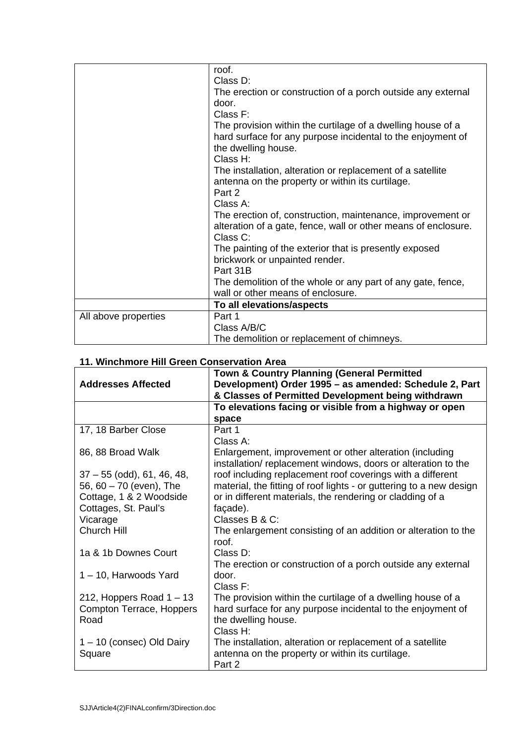| | |
|---|---|
| | roof.<br>Class D:<br>The erection or construction of a porch outside any external door.<br>Class F:<br>The provision within the curtilage of a dwelling house of a hard surface for any purpose incidental to the enjoyment of the dwelling house.<br>Class H:<br>The installation, alteration or replacement of a satellite antenna on the property or within its curtilage.<br>Part 2<br>Class A:<br>The erection of, construction, maintenance, improvement or alteration of a gate, fence, wall or other means of enclosure.<br>Class C:<br>The painting of the exterior that is presently exposed brickwork or unpainted render.<br>Part 31B<br>The demolition of the whole or any part of any gate, fence, wall or other means of enclosure. |
| | **To all elevations/aspects** |
| All above properties | Part 1<br>Class A/B/C<br>The demolition or replacement of chimneys. |

**11. Winchmore Hill Green Conservation Area**

| **Addresses Affected** | **Town & Country Planning (General Permitted Development) Order 1995 – as amended: Schedule 2, Part & Classes of Permitted Development being withdrawn** |
|---|---|
| | **To elevations facing or visible from a highway or open space** |
| 17, 18 Barber Close<br><br>86, 88 Broad Walk<br><br>37 – 55 (odd), 61, 46, 48, 56, 60 – 70 (even), The Cottage, 1 & 2 Woodside Cottages, St. Paul's Vicarage<br>Church Hill<br><br>1a & 1b Downes Court<br><br>1 – 10, Harwoods Yard<br><br>212, Hoppers Road 1 – 13 Compton Terrace, Hoppers Road<br><br>1 – 10 (consec) Old Dairy Square | Part 1<br>Class A:<br>Enlargement, improvement or other alteration (including installation/ replacement windows, doors or alteration to the roof including replacement roof coverings with a different material, the fitting of roof lights - or guttering to a new design or in different materials, the rendering or cladding of a façade).<br>Classes B & C:<br>The enlargement consisting of an addition or alteration to the roof.<br>Class D:<br>The erection or construction of a porch outside any external door.<br>Class F:<br>The provision within the curtilage of a dwelling house of a hard surface for any purpose incidental to the enjoyment of the dwelling house.<br>Class H:<br>The installation, alteration or replacement of a satellite antenna on the property or within its curtilage.<br>Part 2 |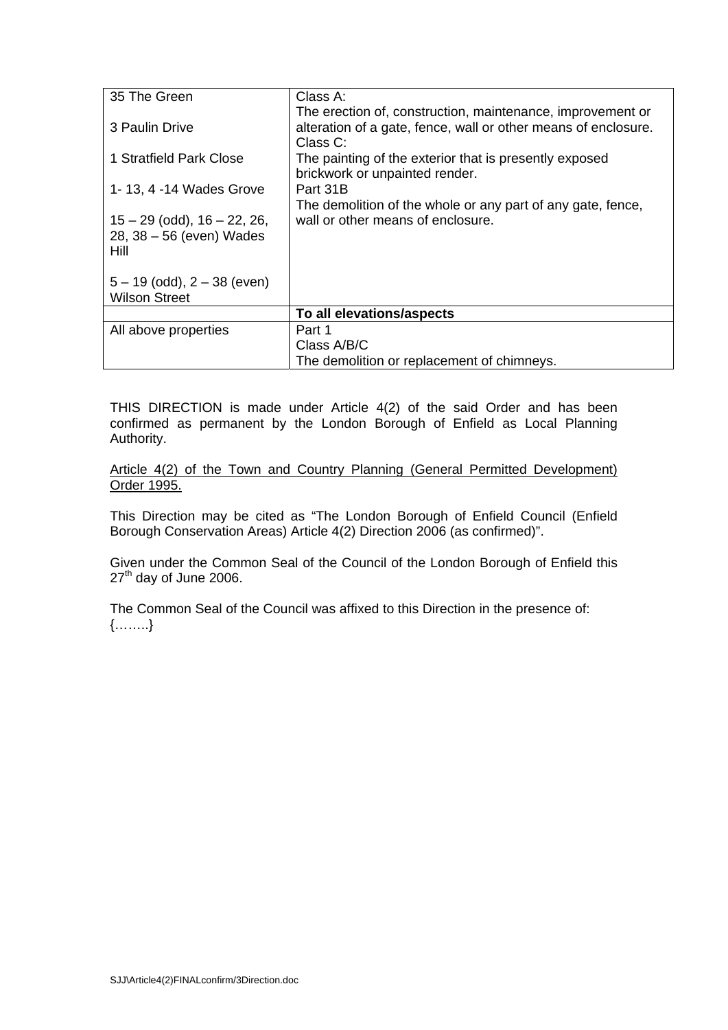| | |
|---|---|
| 35 The Green<br><br>3 Paulin Drive<br><br>1 Stratfield Park Close<br><br>1- 13, 4 -14 Wades Grove<br><br>15 – 29 (odd), 16 – 22, 26, 28, 38 – 56 (even) Wades Hill<br><br>5 – 19 (odd), 2 – 38 (even) Wilson Street | Class A:<br>The erection of, construction, maintenance, improvement or alteration of a gate, fence, wall or other means of enclosure.<br>Class C:<br>The painting of the exterior that is presently exposed brickwork or unpainted render.<br>Part 31B<br>The demolition of the whole or any part of any gate, fence, wall or other means of enclosure. |
| | **To all elevations/aspects** |
| All above properties | Part 1<br>Class A/B/C<br>The demolition or replacement of chimneys. |

THIS DIRECTION is made under Article 4(2) of the said Order and has been confirmed as permanent by the London Borough of Enfield as Local Planning Authority.

Article 4(2) of the Town and Country Planning (General Permitted Development) Order 1995.

This Direction may be cited as "The London Borough of Enfield Council (Enfield Borough Conservation Areas) Article 4(2) Direction 2006 (as confirmed)".

Given under the Common Seal of the Council of the London Borough of Enfield this 27th day of June 2006.

The Common Seal of the Council was affixed to this Direction in the presence of:
{……..}

SJJ\Article4(2)FINALconfirm/3Direction.doc